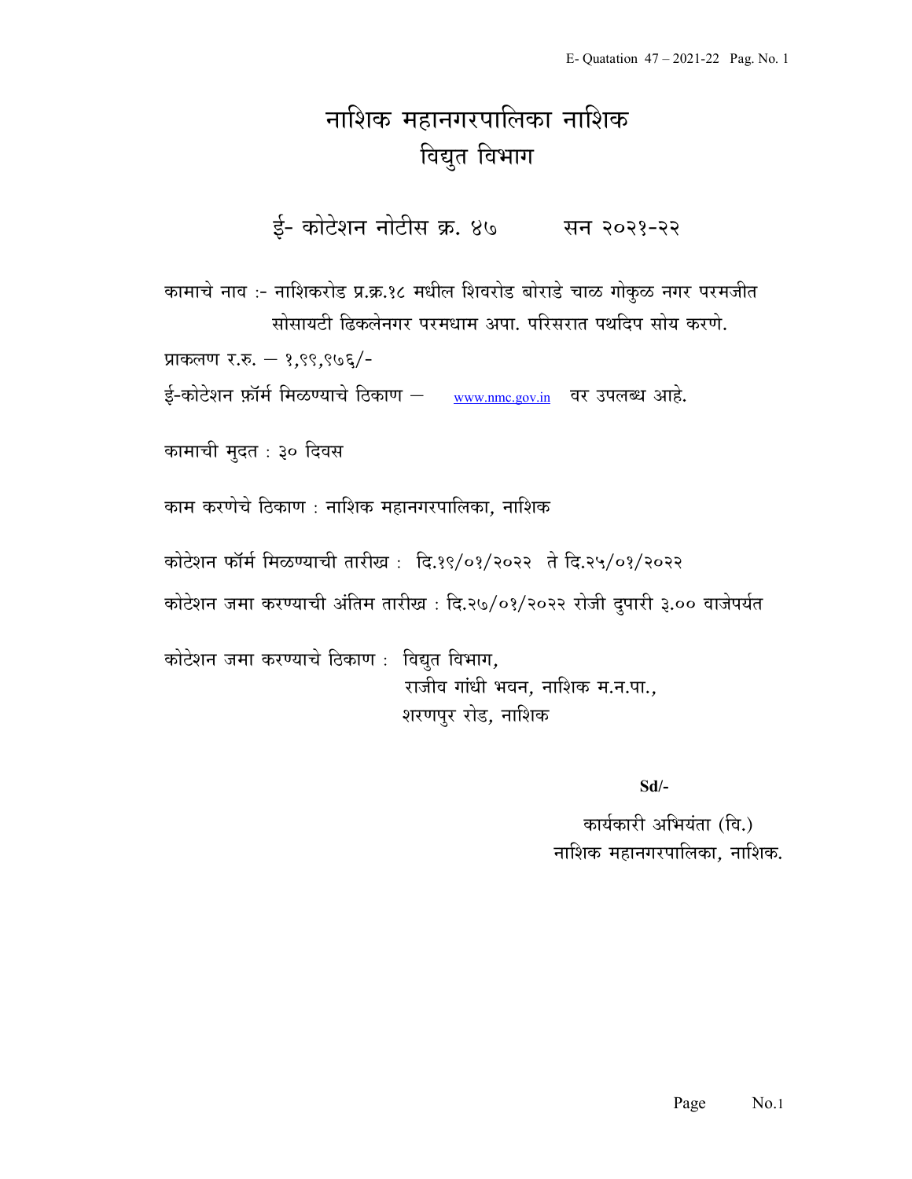# नाशिक महानगरपालिका नाशिक
## विद्युत विभाग

### ई- कोटेशन नोटीस क्र. ४७ सन २०२१-२२

कामाचे नाव :- नाशिकरोड प्र.क्र.१८ मधील शिवरोड बोराडे चाळ गोकुळ नगर परमजीत सोसायटी ढिकलेनगर परमधाम अपा. परिसरात पथदिप सोय करणे.

प्राकलण र.रु. – १,९९,९७६/-

ई-कोटेशन फ़ॉर्म मिळण्याचे ठिकाण – www.nmc.gov.in वर उपलब्ध आहे.

कामाची मुदत : ३० दिवस

काम करणेचे ठिकाण : नाशिक महानगरपालिका, नाशिक

कोटेशन फॉर्म मिळण्याची तारीख : दि.१९/०१/२०२२ ते दि.२५/०१/२०२२

कोटेशन जमा करण्याची अंतिम तारीख : दि.२७/०१/२०२२ रोजी दुपारी ३.०० वाजेपर्यत

कोटेशन जमा करण्याचे ठिकाण : विद्युत विभाग,
राजीव गांधी भवन, नाशिक म.न.पा.,
शरणपुर रोड, नाशिक

**Sd/-**

कार्यकारी अभियंता (वि.)
नाशिक महानगरपालिका, नाशिक.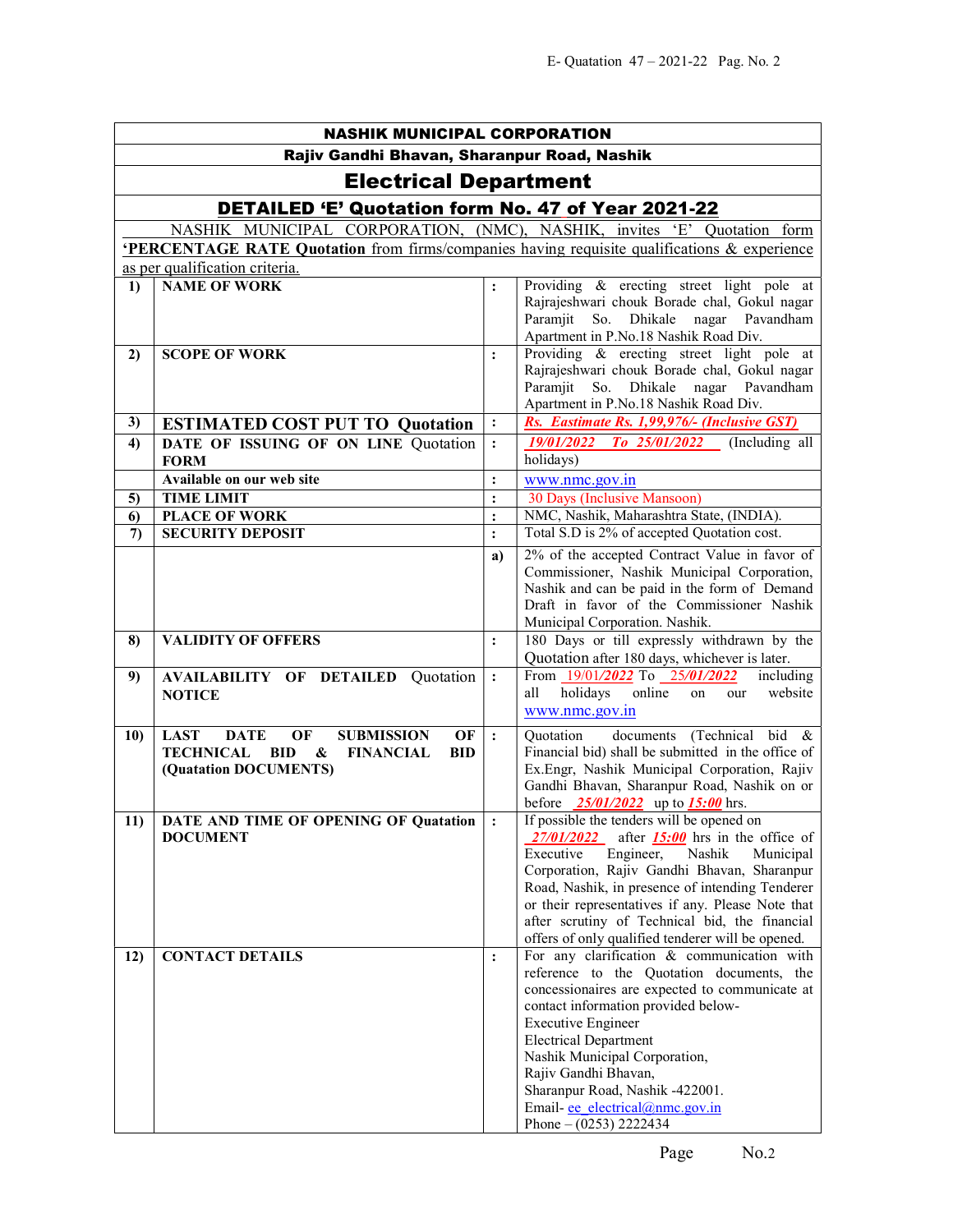# NASHIK MUNICIPAL CORPORATION

## Rajiv Gandhi Bhavan, Sharanpur Road, Nashik

## Electrical Department

## DETAILED 'E' Quotation form No. 47 of Year 2021-22

NASHIK MUNICIPAL CORPORATION, (NMC), NASHIK, invites 'E' Quotation form **'PERCENTAGE RATE Quotation** from firms/companies having requisite qualifications & experience as per qualification criteria.

| | | | |
|---|---|---|---|
| 1) | **NAME OF WORK** | : | Providing & erecting street light pole at Rajrajeshwari chouk Borade chal, Gokul nagar Paramjit So. Dhikale nagar Pavandham Apartment in P.No.18 Nashik Road Div. |
| 2) | **SCOPE OF WORK** | : | Providing & erecting street light pole at Rajrajeshwari chouk Borade chal, Gokul nagar Paramjit So. Dhikale nagar Pavandham Apartment in P.No.18 Nashik Road Div. |
| 3) | **ESTIMATED COST PUT TO Quotation** | : | ***Rs. Eastimate Rs. 1,99,976/- (Inclusive GST)*** |
| 4) | **DATE OF ISSUING OF ON LINE Quotation FORM** | : | *19/01/2022 To 25/01/2022* (Including all holidays) |
| | **Available on our web site** | : | www.nmc.gov.in |
| 5) | **TIME LIMIT** | : | 30 Days (Inclusive Mansoon) |
| 6) | **PLACE OF WORK** | : | NMC, Nashik, Maharashtra State, (INDIA). |
| 7) | **SECURITY DEPOSIT** | : | Total S.D is 2% of accepted Quotation cost. |
| | | a) | 2% of the accepted Contract Value in favor of Commissioner, Nashik Municipal Corporation, Nashik and can be paid in the form of Demand Draft in favor of the Commissioner Nashik Municipal Corporation. Nashik. |
| 8) | **VALIDITY OF OFFERS** | : | 180 Days or till expressly withdrawn by the Quotation after 180 days, whichever is later. |
| 9) | **AVAILABILITY OF DETAILED Quotation NOTICE** | : | From 19/01/*2022* To 25/*01/2022* including all holidays online on our website www.nmc.gov.in |
| 10) | **LAST DATE OF SUBMISSION OF TECHNICAL BID & FINANCIAL BID (Quatation DOCUMENTS)** | : | Quotation documents (Technical bid & Financial bid) shall be submitted in the office of Ex.Engr, Nashik Municipal Corporation, Rajiv Gandhi Bhavan, Sharanpur Road, Nashik on or before *25/01/2022* up to ***15:00*** hrs. |
| 11) | **DATE AND TIME OF OPENING OF Quatation DOCUMENT** | : | If possible the tenders will be opened on *27/01/2022* after ***15:00*** hrs in the office of Executive Engineer, Nashik Municipal Corporation, Rajiv Gandhi Bhavan, Sharanpur Road, Nashik, in presence of intending Tenderer or their representatives if any. Please Note that after scrutiny of Technical bid, the financial offers of only qualified tenderer will be opened. |
| 12) | **CONTACT DETAILS** | : | For any clarification & communication with reference to the Quotation documents, the concessionaires are expected to communicate at contact information provided below-<br>Executive Engineer<br>Electrical Department<br>Nashik Municipal Corporation,<br>Rajiv Gandhi Bhavan,<br>Sharanpur Road, Nashik -422001.<br>Email- ee_electrical@nmc.gov.in<br>Phone – (0253) 2222434 |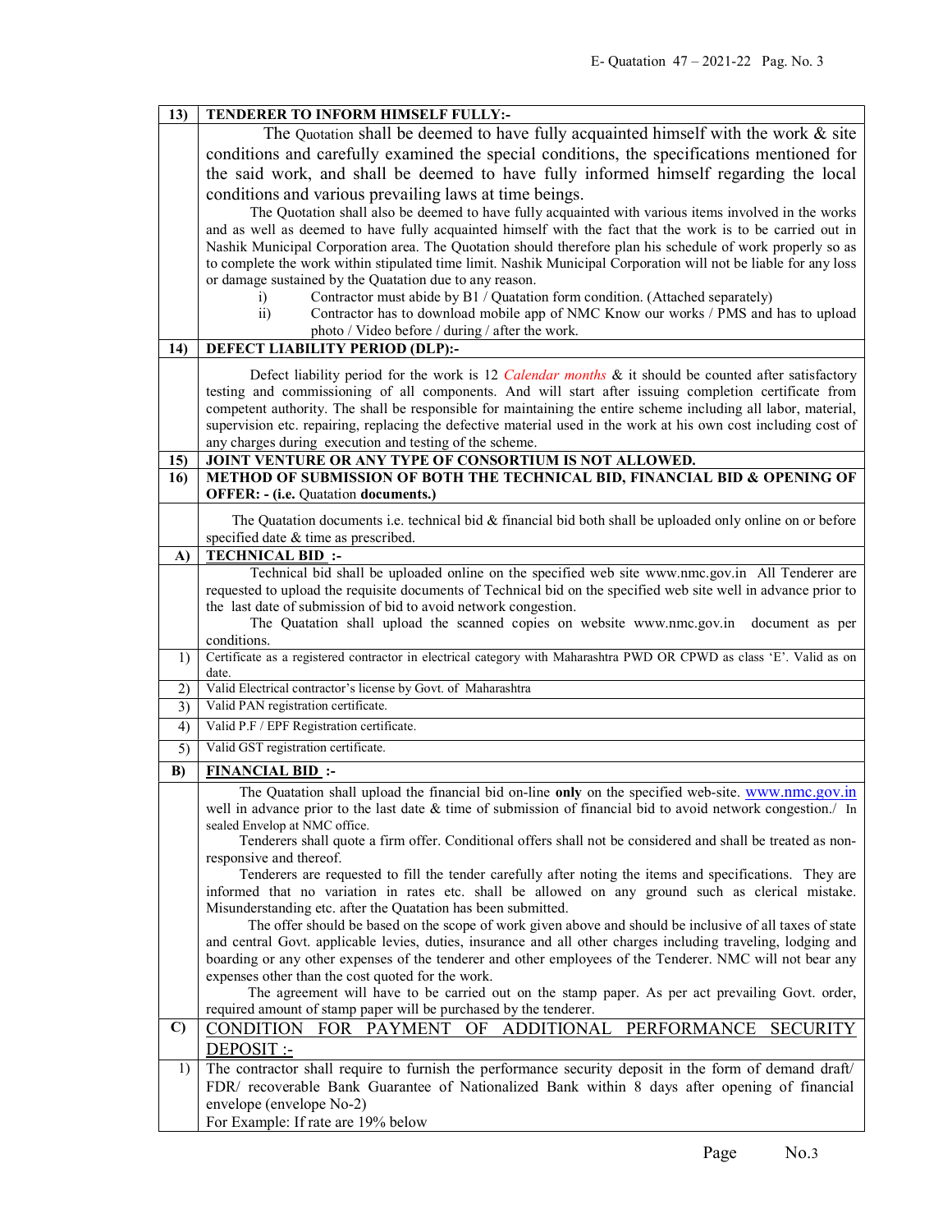**13) TENDERER TO INFORM HIMSELF FULLY:-**

The Quotation shall be deemed to have fully acquainted himself with the work & site conditions and carefully examined the special conditions, the specifications mentioned for the said work, and shall be deemed to have fully informed himself regarding the local conditions and various prevailing laws at time beings.

The Quotation shall also be deemed to have fully acquainted with various items involved in the works and as well as deemed to have fully acquainted himself with the fact that the work is to be carried out in Nashik Municipal Corporation area. The Quotation should therefore plan his schedule of work properly so as to complete the work within stipulated time limit. Nashik Municipal Corporation will not be liable for any loss or damage sustained by the Quatation due to any reason.

i) Contractor must abide by B1 / Quatation form condition. (Attached separately)

ii) Contractor has to download mobile app of NMC Know our works / PMS and has to upload photo / Video before / during / after the work.

**14) DEFECT LIABILITY PERIOD (DLP):-**

Defect liability period for the work is 12 *Calendar months* & it should be counted after satisfactory testing and commissioning of all components. And will start after issuing completion certificate from competent authority. The shall be responsible for maintaining the entire scheme including all labor, material, supervision etc. repairing, replacing the defective material used in the work at his own cost including cost of any charges during execution and testing of the scheme.

**15) JOINT VENTURE OR ANY TYPE OF CONSORTIUM IS NOT ALLOWED.**

**16) METHOD OF SUBMISSION OF BOTH THE TECHNICAL BID, FINANCIAL BID & OPENING OF OFFER: - (i.e. Quotation documents.)**

The Quotation documents i.e. technical bid & financial bid both shall be uploaded only online on or before specified date & time as prescribed.

**A) TECHNICAL BID :-**

Technical bid shall be uploaded online on the specified web site www.nmc.gov.in All Tenderer are requested to upload the requisite documents of Technical bid on the specified web site well in advance prior to the last date of submission of bid to avoid network congestion.

The Quotation shall upload the scanned copies on website www.nmc.gov.in document as per conditions.

1) Certificate as a registered contractor in electrical category with Maharashtra PWD OR CPWD as class 'E'. Valid as on date.

2) Valid Electrical contractor's license by Govt. of Maharashtra

3) Valid PAN registration certificate.

4) Valid P.F / EPF Registration certificate.

5) Valid GST registration certificate.

**B) FINANCIAL BID :-**

The Quatation shall upload the financial bid on-line **only** on the specified web-site. www.nmc.gov.in well in advance prior to the last date & time of submission of financial bid to avoid network congestion./ In sealed Envelop at NMC office.

Tenderers shall quote a firm offer. Conditional offers shall not be considered and shall be treated as non-responsive and thereof.

Tenderers are requested to fill the tender carefully after noting the items and specifications. They are informed that no variation in rates etc. shall be allowed on any ground such as clerical mistake. Misunderstanding etc. after the Quatation has been submitted.

The offer should be based on the scope of work given above and should be inclusive of all taxes of state and central Govt. applicable levies, duties, insurance and all other charges including traveling, lodging and boarding or any other expenses of the tenderer and other employees of the Tenderer. NMC will not bear any expenses other than the cost quoted for the work.

The agreement will have to be carried out on the stamp paper. As per act prevailing Govt. order, required amount of stamp paper will be purchased by the tenderer.

**C) CONDITION FOR PAYMENT OF ADDITIONAL PERFORMANCE SECURITY DEPOSIT :-**

1) The contractor shall require to furnish the performance security deposit in the form of demand draft/ FDR/ recoverable Bank Guarantee of Nationalized Bank within 8 days after opening of financial envelope (envelope No-2)

For Example: If rate are 19% below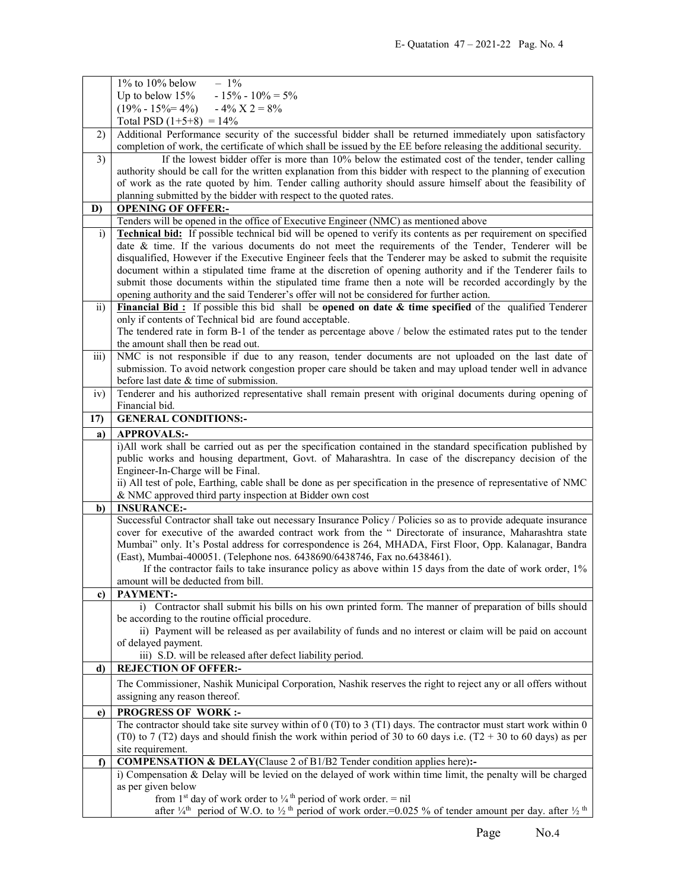| | |
|---|---|
| | 1% to 10% below – 1%<br>Up to below 15% - 15% - 10% = 5%<br>(19% - 15%= 4%) - 4% X 2 = 8%<br>Total PSD (1+5+8) = 14% |
| 2) | Additional Performance security of the successful bidder shall be returned immediately upon satisfactory completion of work, the certificate of which shall be issued by the EE before releasing the additional security. |
| 3) | If the lowest bidder offer is more than 10% below the estimated cost of the tender, tender calling authority should be call for the written explanation from this bidder with respect to the planning of execution of work as the rate quoted by him. Tender calling authority should assure himself about the feasibility of planning submitted by the bidder with respect to the quoted rates. |
| **D)** | **OPENING OF OFFER:-** |
| | Tenders will be opened in the office of Executive Engineer (NMC) as mentioned above |
| i) | **Technical bid:** If possible technical bid will be opened to verify its contents as per requirement on specified date & time. If the various documents do not meet the requirements of the Tender, Tenderer will be disqualified, However if the Executive Engineer feels that the Tenderer may be asked to submit the requisite document within a stipulated time frame at the discretion of opening authority and if the Tenderer fails to submit those documents within the stipulated time frame then a note will be recorded accordingly by the opening authority and the said Tenderer's offer will not be considered for further action. |
| ii) | **Financial Bid :** If possible this bid shall be **opened on date & time specified** of the qualified Tenderer only if contents of Technical bid are found acceptable.<br>The tendered rate in form B-1 of the tender as percentage above / below the estimated rates put to the tender the amount shall then be read out. |
| iii) | NMC is not responsible if due to any reason, tender documents are not uploaded on the last date of submission. To avoid network congestion proper care should be taken and may upload tender well in advance before last date & time of submission. |
| iv) | Tenderer and his authorized representative shall remain present with original documents during opening of Financial bid. |
| **17)** | **GENERAL CONDITIONS:-** |
| **a)** | **APPROVALS:-** |
| | i)All work shall be carried out as per the specification contained in the standard specification published by public works and housing department, Govt. of Maharashtra. In case of the discrepancy decision of the Engineer-In-Charge will be Final.<br>ii) All test of pole, Earthing, cable shall be done as per specification in the presence of representative of NMC & NMC approved third party inspection at Bidder own cost |
| **b)** | **INSURANCE:-** |
| | Successful Contractor shall take out necessary Insurance Policy / Policies so as to provide adequate insurance cover for executive of the awarded contract work from the " Directorate of insurance, Maharashtra state Mumbai" only. It's Postal address for correspondence is 264, MHADA, First Floor, Opp. Kalanagar, Bandra (East), Mumbai-400051. (Telephone nos. 6438690/6438746, Fax no.6438461).<br>If the contractor fails to take insurance policy as above within 15 days from the date of work order, 1% amount will be deducted from bill. |
| **c)** | **PAYMENT:-** |
| | i) Contractor shall submit his bills on his own printed form. The manner of preparation of bills should be according to the routine official procedure.<br>ii) Payment will be released as per availability of funds and no interest or claim will be paid on account of delayed payment.<br>iii) S.D. will be released after defect liability period. |
| **d)** | **REJECTION OF OFFER:-** |
| | The Commissioner, Nashik Municipal Corporation, Nashik reserves the right to reject any or all offers without assigning any reason thereof. |
| **e)** | **PROGRESS OF WORK :-** |
| | The contractor should take site survey within of 0 (T0) to 3 (T1) days. The contractor must start work within 0 (T0) to 7 (T2) days and should finish the work within period of 30 to 60 days i.e. (T2 + 30 to 60 days) as per site requirement. |
| **f)** | **COMPENSATION & DELAY(Clause 2 of B1/B2 Tender condition applies here):-** |
| | i) Compensation & Delay will be levied on the delayed of work within time limit, the penalty will be charged as per given below<br>from 1st day of work order to ¼ th period of work order. = nil<br>after ¼th period of W.O. to ½ th period of work order.=0.025 % of tender amount per day. after ½ th |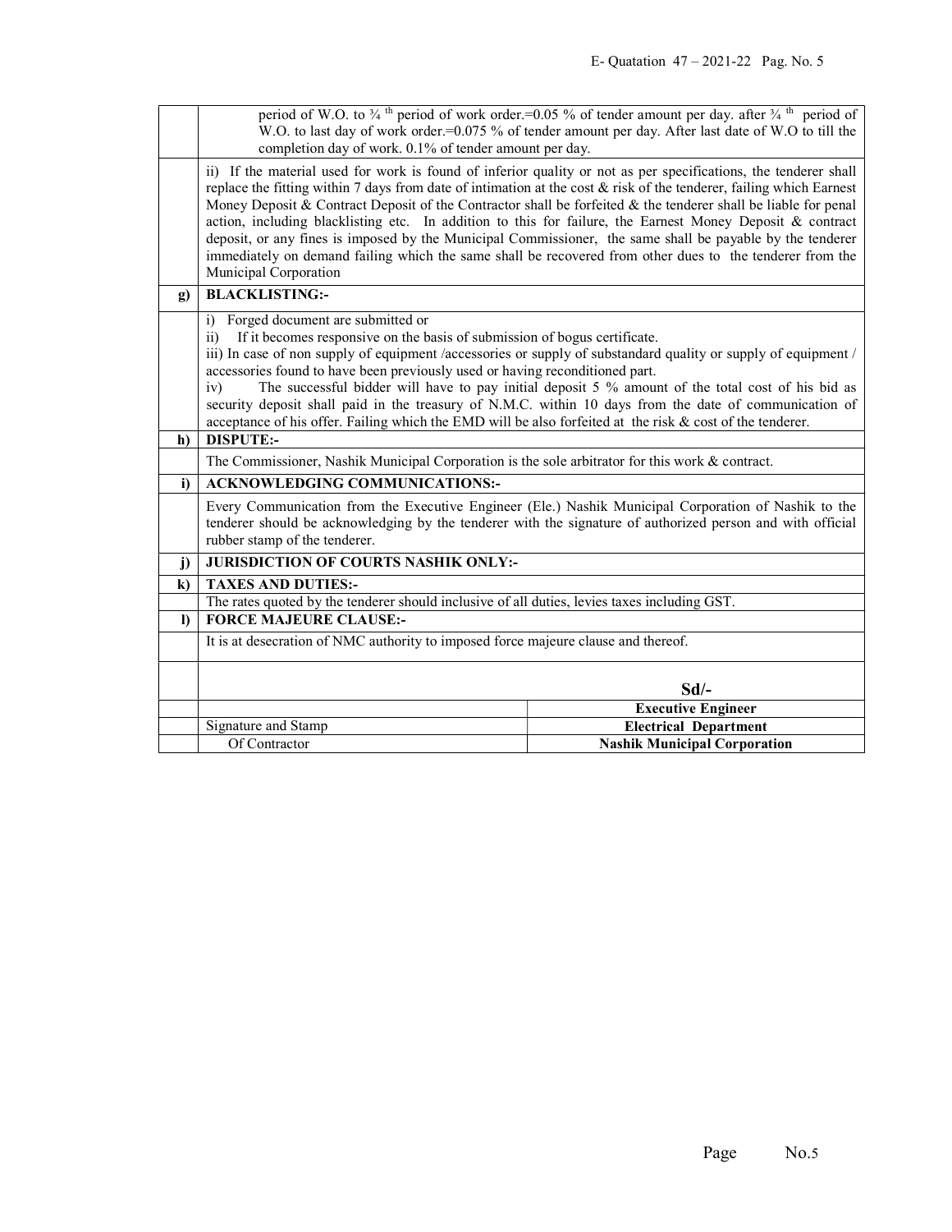| | |
|---|---|
| | period of W.O. to ¾ th period of work order.=0.05 % of tender amount per day. after ¾ th period of W.O. to last day of work order.=0.075 % of tender amount per day. After last date of W.O to till the completion day of work. 0.1% of tender amount per day. |
| | ii) If the material used for work is found of inferior quality or not as per specifications, the tenderer shall replace the fitting within 7 days from date of intimation at the cost & risk of the tenderer, failing which Earnest Money Deposit & Contract Deposit of the Contractor shall be forfeited & the tenderer shall be liable for penal action, including blacklisting etc. In addition to this for failure, the Earnest Money Deposit & contract deposit, or any fines is imposed by the Municipal Commissioner, the same shall be payable by the tenderer immediately on demand failing which the same shall be recovered from other dues to the tenderer from the Municipal Corporation |
| **g)** | **BLACKLISTING:-** |
| | i) Forged document are submitted or<br>ii) If it becomes responsive on the basis of submission of bogus certificate.<br>iii) In case of non supply of equipment /accessories or supply of substandard quality or supply of equipment / accessories found to have been previously used or having reconditioned part.<br>iv) The successful bidder will have to pay initial deposit 5 % amount of the total cost of his bid as security deposit shall paid in the treasury of N.M.C. within 10 days from the date of communication of acceptance of his offer. Failing which the EMD will be also forfeited at the risk & cost of the tenderer. |
| **h)** | **DISPUTE:-** |
| | The Commissioner, Nashik Municipal Corporation is the sole arbitrator for this work & contract. |
| **i)** | **ACKNOWLEDGING COMMUNICATIONS:-** |
| | Every Communication from the Executive Engineer (Ele.) Nashik Municipal Corporation of Nashik to the tenderer should be acknowledging by the tenderer with the signature of authorized person and with official rubber stamp of the tenderer. |
| **j)** | **JURISDICTION OF COURTS NASHIK ONLY:-** |
| **k)** | **TAXES AND DUTIES:-** |
| | The rates quoted by the tenderer should inclusive of all duties, levies taxes including GST. |
| **l)** | **FORCE MAJEURE CLAUSE:-** |
| | It is at desecration of NMC authority to imposed force majeure clause and thereof. |

| | | |
|---|---|---|
| | | **Sd/-** |
| | | **Executive Engineer** |
| | Signature and Stamp | **Electrical Department** |
| | Of Contractor | **Nashik Municipal Corporation** |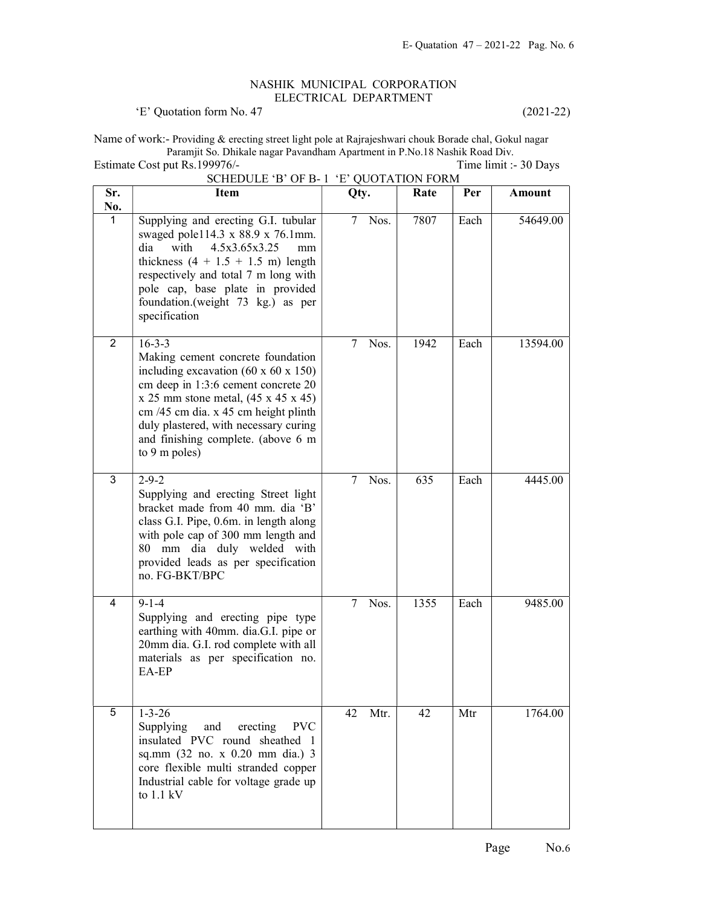NASHIK MUNICIPAL CORPORATION
ELECTRICAL DEPARTMENT

'E' Quotation form No. 47 (2021-22)

Name of work:- Providing & erecting street light pole at Rajrajeshwari chouk Borade chal, Gokul nagar Paramjit So. Dhikale nagar Pavandham Apartment in P.No.18 Nashik Road Div.

Estimate Cost put Rs.199976/- Time limit :- 30 Days

SCHEDULE 'B' OF B- 1 'E' QUOTATION FORM

| Sr. No. | Item | Qty. | Rate | Per | Amount |
|---|---|---|---|---|---|
| 1 | Supplying and erecting G.I. tubular swaged pole114.3 x 88.9 x 76.1mm. dia with 4.5x3.65x3.25 mm thickness (4 + 1.5 + 1.5 m) length respectively and total 7 m long with pole cap, base plate in provided foundation.(weight 73 kg.) as per specification | 7 Nos. | 7807 | Each | 54649.00 |
| 2 | 16-3-3<br>Making cement concrete foundation including excavation (60 x 60 x 150) cm deep in 1:3:6 cement concrete 20 x 25 mm stone metal, (45 x 45 x 45) cm /45 cm dia. x 45 cm height plinth duly plastered, with necessary curing and finishing complete. (above 6 m to 9 m poles) | 7 Nos. | 1942 | Each | 13594.00 |
| 3 | 2-9-2<br>Supplying and erecting Street light bracket made from 40 mm. dia 'B' class G.I. Pipe, 0.6m. in length along with pole cap of 300 mm length and 80 mm dia duly welded with provided leads as per specification no. FG-BKT/BPC | 7 Nos. | 635 | Each | 4445.00 |
| 4 | 9-1-4<br>Supplying and erecting pipe type earthing with 40mm. dia.G.I. pipe or 20mm dia. G.I. rod complete with all materials as per specification no. EA-EP | 7 Nos. | 1355 | Each | 9485.00 |
| 5 | 1-3-26<br>Supplying and erecting PVC insulated PVC round sheathed 1 sq.mm (32 no. x 0.20 mm dia.) 3 core flexible multi stranded copper Industrial cable for voltage grade up to 1.1 kV | 42 Mtr. | 42 | Mtr | 1764.00 |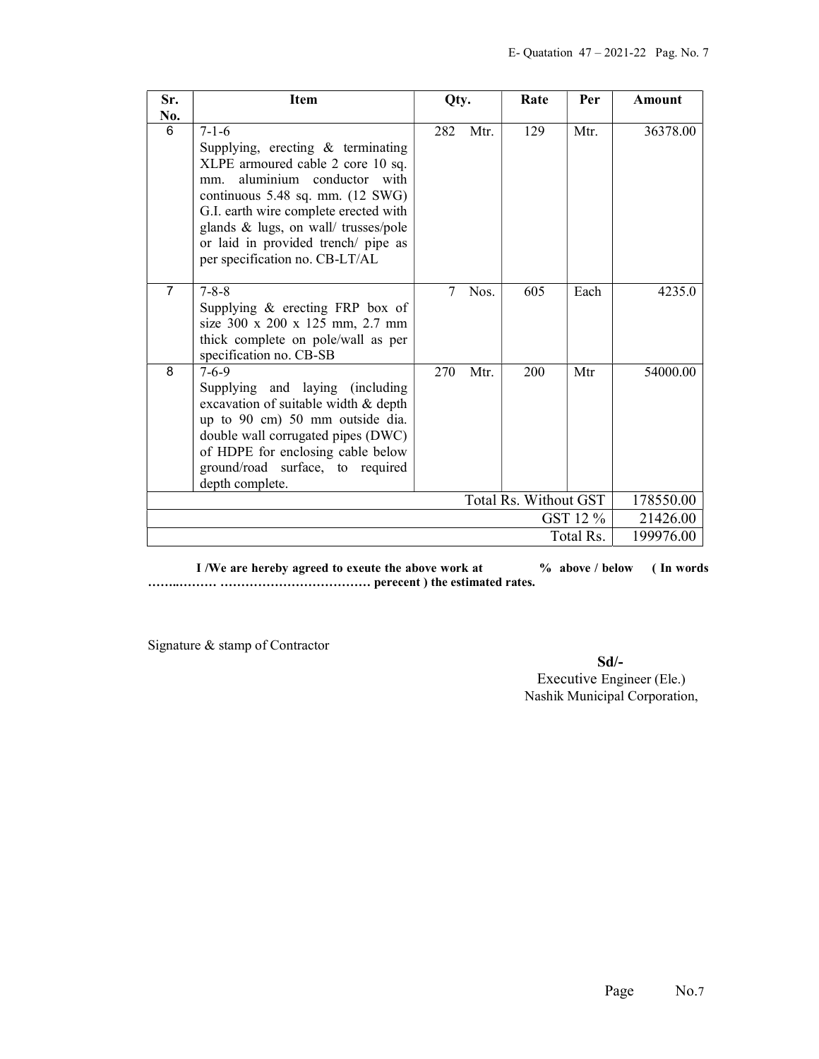| Sr. No. | Item | Qty. | Rate | Per | Amount |
|---|---|---|---|---|---|
| 6 | 7-1-6<br>Supplying, erecting & terminating XLPE armoured cable 2 core 10 sq. mm. aluminium conductor with continuous 5.48 sq. mm. (12 SWG) G.I. earth wire complete erected with glands & lugs, on wall/ trusses/pole or laid in provided trench/ pipe as per specification no. CB-LT/AL | 282 Mtr. | 129 | Mtr. | 36378.00 |
| 7 | 7-8-8<br>Supplying & erecting FRP box of size 300 x 200 x 125 mm, 2.7 mm thick complete on pole/wall as per specification no. CB-SB | 7 Nos. | 605 | Each | 4235.0 |
| 8 | 7-6-9<br>Supplying and laying (including excavation of suitable width & depth up to 90 cm) 50 mm outside dia. double wall corrugated pipes (DWC) of HDPE for enclosing cable below ground/road surface, to required depth complete. | 270 Mtr. | 200 | Mtr | 54000.00 |
| | | | | Total Rs. Without GST | 178550.00 |
| | | | | GST 12 % | 21426.00 |
| | | | | Total Rs. | 199976.00 |

**I /We are hereby agreed to exeute the above work at % above / below ( In words ……..……… ……………………………… perecent ) the estimated rates.**

Signature & stamp of Contractor

**Sd/-**
Executive Engineer (Ele.)
Nashik Municipal Corporation,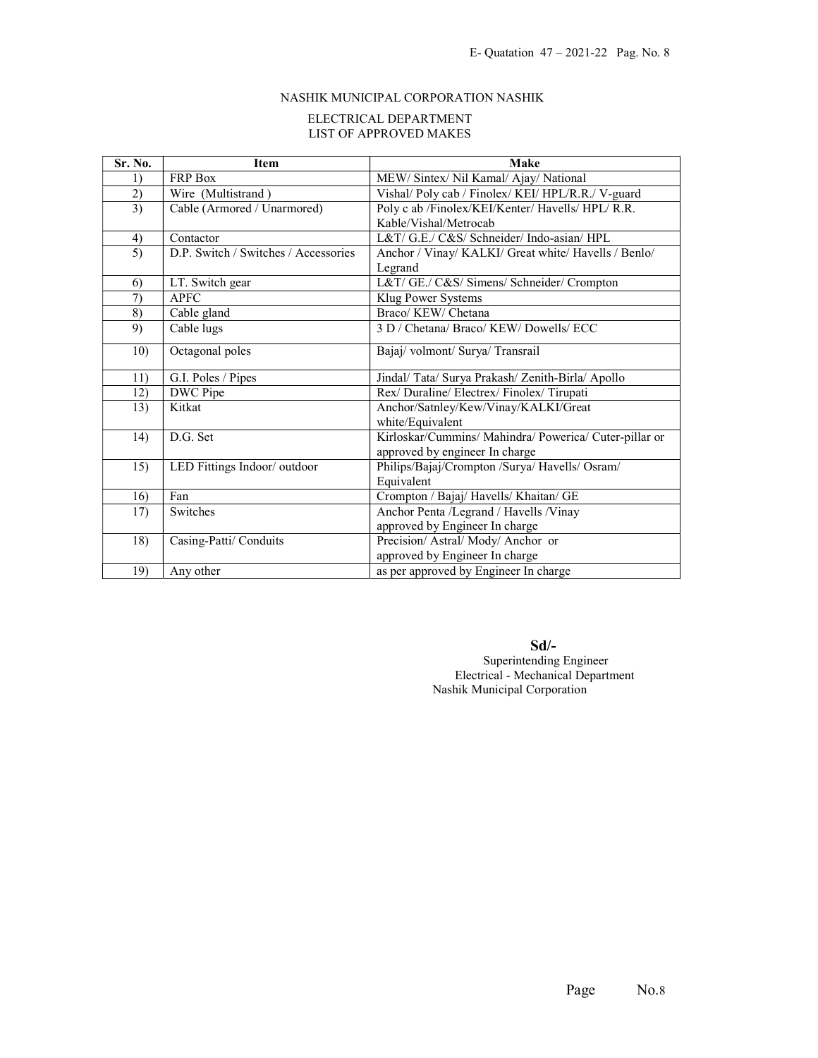NASHIK MUNICIPAL CORPORATION NASHIK

ELECTRICAL DEPARTMENT
LIST OF APPROVED MAKES

| Sr. No. | Item | Make |
|---|---|---|
| 1) | FRP Box | MEW/ Sintex/ Nil Kamal/ Ajay/ National |
| 2) | Wire (Multistrand ) | Vishal/ Poly cab / Finolex/ KEI/ HPL/R.R./ V-guard |
| 3) | Cable (Armored / Unarmored) | Poly c ab /Finolex/KEI/Kenter/ Havells/ HPL/ R.R. Kable/Vishal/Metrocab |
| 4) | Contactor | L&T/ G.E./ C&S/ Schneider/ Indo-asian/ HPL |
| 5) | D.P. Switch / Switches / Accessories | Anchor / Vinay/ KALKI/ Great white/ Havells / Benlo/ Legrand |
| 6) | LT. Switch gear | L&T/ GE./ C&S/ Simens/ Schneider/ Crompton |
| 7) | APFC | Klug Power Systems |
| 8) | Cable gland | Braco/ KEW/ Chetana |
| 9) | Cable lugs | 3 D / Chetana/ Braco/ KEW/ Dowells/ ECC |
| 10) | Octagonal poles | Bajaj/ volmont/ Surya/ Transrail |
| 11) | G.I. Poles / Pipes | Jindal/ Tata/ Surya Prakash/ Zenith-Birla/ Apollo |
| 12) | DWC Pipe | Rex/ Duraline/ Electrex/ Finolex/ Tirupati |
| 13) | Kitkat | Anchor/Satnley/Kew/Vinay/KALKI/Great white/Equivalent |
| 14) | D.G. Set | Kirloskar/Cummins/ Mahindra/ Powerica/ Cuter-pillar or approved by engineer In charge |
| 15) | LED Fittings Indoor/ outdoor | Philips/Bajaj/Crompton /Surya/ Havells/ Osram/ Equivalent |
| 16) | Fan | Crompton / Bajaj/ Havells/ Khaitan/ GE |
| 17) | Switches | Anchor Penta /Legrand / Havells /Vinay approved by Engineer In charge |
| 18) | Casing-Patti/ Conduits | Precision/ Astral/ Mody/ Anchor or approved by Engineer In charge |
| 19) | Any other | as per approved by Engineer In charge |

**Sd/-**

Superintending Engineer
Electrical - Mechanical Department
Nashik Municipal Corporation